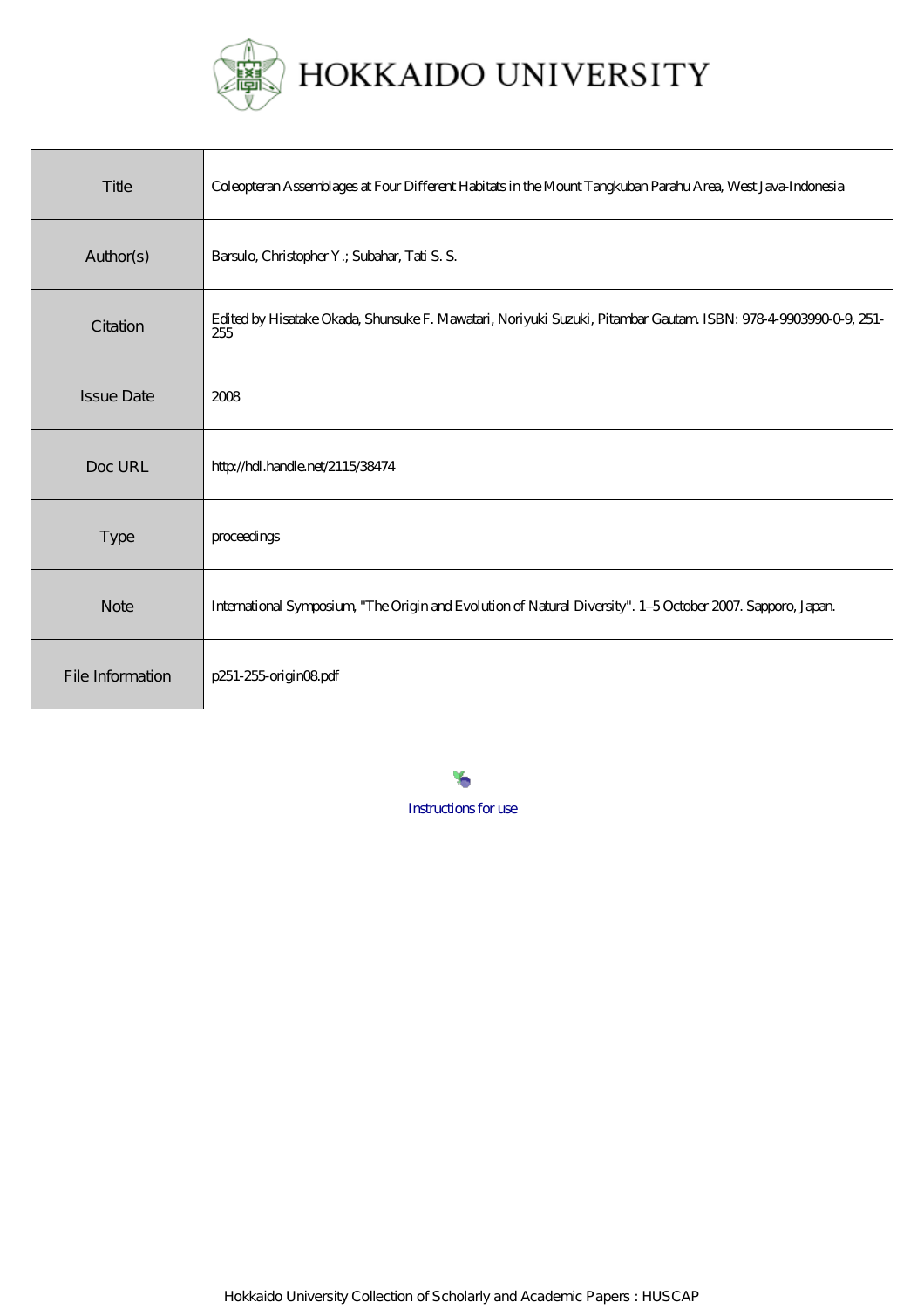# HOKKAIDO UNIVERSITY

| | |
|---|---|
| Title | Coleopteran Assemblages at Four Different Habitats in the Mount Tangkuban Parahu Area, West Java-Indonesia |
| Author(s) | Barsulo, Christopher Y.; Subahar, Tati S. S. |
| Citation | Edited by Hisatake Okada, Shunsuke F. Mawatari, Noriyuki Suzuki, Pitambar Gautam. ISBN: 978-4-9903990-0-9, 251-255 |
| Issue Date | 2008 |
| Doc URL | http://hdl.handle.net/2115/38474 |
| Type | proceedings |
| Note | International Symposium, "The Origin and Evolution of Natural Diversity". 1–5 October 2007. Sapporo, Japan. |
| File Information | p251-255-origin08.pdf |

Instructions for use

Hokkaido University Collection of Scholarly and Academic Papers : HUSCAP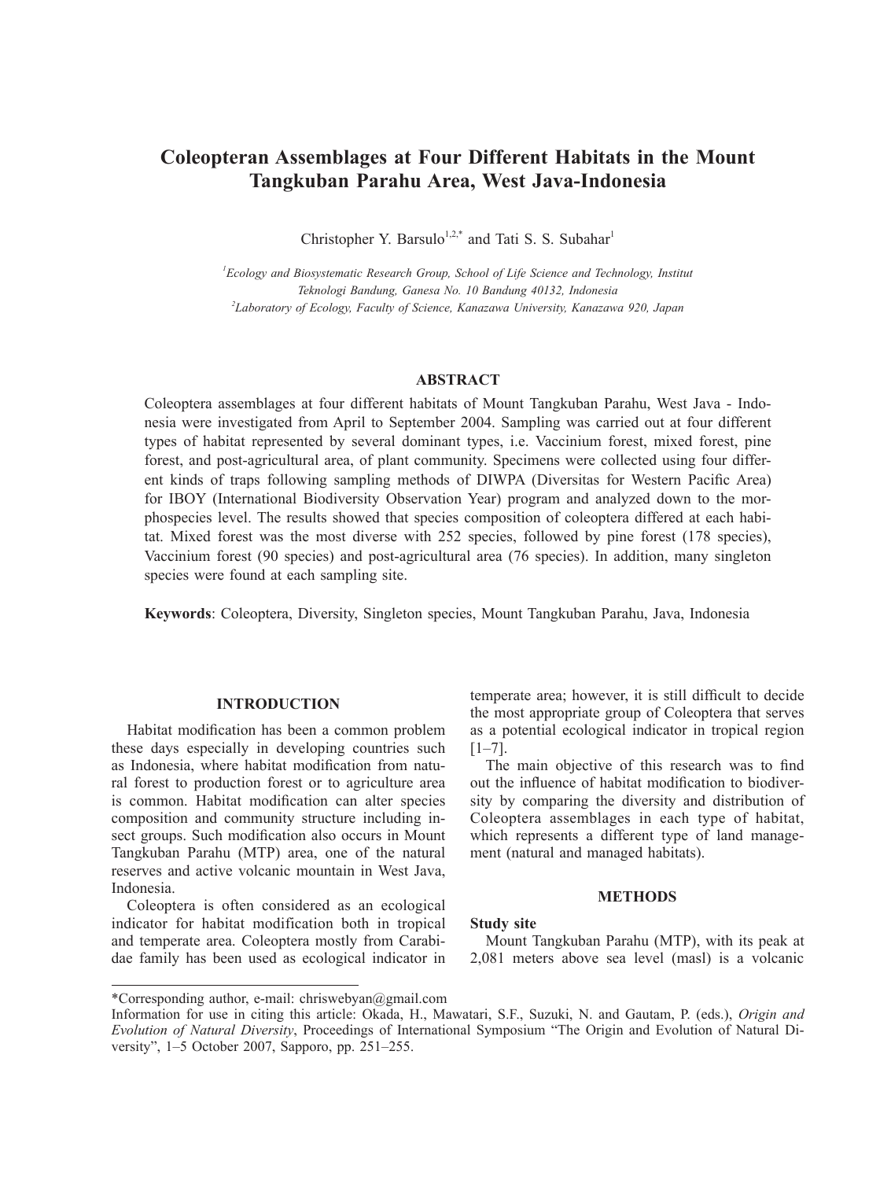# Coleopteran Assemblages at Four Different Habitats in the Mount Tangkuban Parahu Area, West Java-Indonesia

Christopher Y. Barsulo[1,2,*] and Tati S. S. Subahar[1]

[1]*Ecology and Biosystematic Research Group, School of Life Science and Technology, Institut Teknologi Bandung, Ganesa No. 10 Bandung 40132, Indonesia*
[2]*Laboratory of Ecology, Faculty of Science, Kanazawa University, Kanazawa 920, Japan*

## ABSTRACT

Coleoptera assemblages at four different habitats of Mount Tangkuban Parahu, West Java - Indonesia were investigated from April to September 2004. Sampling was carried out at four different types of habitat represented by several dominant types, i.e. Vaccinium forest, mixed forest, pine forest, and post-agricultural area, of plant community. Specimens were collected using four different kinds of traps following sampling methods of DIWPA (Diversitas for Western Pacific Area) for IBOY (International Biodiversity Observation Year) program and analyzed down to the morphospecies level. The results showed that species composition of coleoptera differed at each habitat. Mixed forest was the most diverse with 252 species, followed by pine forest (178 species), Vaccinium forest (90 species) and post-agricultural area (76 species). In addition, many singleton species were found at each sampling site.

**Keywords**: Coleoptera, Diversity, Singleton species, Mount Tangkuban Parahu, Java, Indonesia

## INTRODUCTION

Habitat modification has been a common problem these days especially in developing countries such as Indonesia, where habitat modification from natural forest to production forest or to agriculture area is common. Habitat modification can alter species composition and community structure including insect groups. Such modification also occurs in Mount Tangkuban Parahu (MTP) area, one of the natural reserves and active volcanic mountain in West Java, Indonesia.

Coleoptera is often considered as an ecological indicator for habitat modification both in tropical and temperate area. Coleoptera mostly from Carabidae family has been used as ecological indicator in temperate area; however, it is still difficult to decide the most appropriate group of Coleoptera that serves as a potential ecological indicator in tropical region [1–7].

The main objective of this research was to find out the influence of habitat modification to biodiversity by comparing the diversity and distribution of Coleoptera assemblages in each type of habitat, which represents a different type of land management (natural and managed habitats).

## METHODS

### Study site

Mount Tangkuban Parahu (MTP), with its peak at 2,081 meters above sea level (masl) is a volcanic

---

*Corresponding author, e-mail: chriswebyan@gmail.com

Information for use in citing this article: Okada, H., Mawatari, S.F., Suzuki, N. and Gautam, P. (eds.), *Origin and Evolution of Natural Diversity*, Proceedings of International Symposium "The Origin and Evolution of Natural Diversity", 1–5 October 2007, Sapporo, pp. 251–255.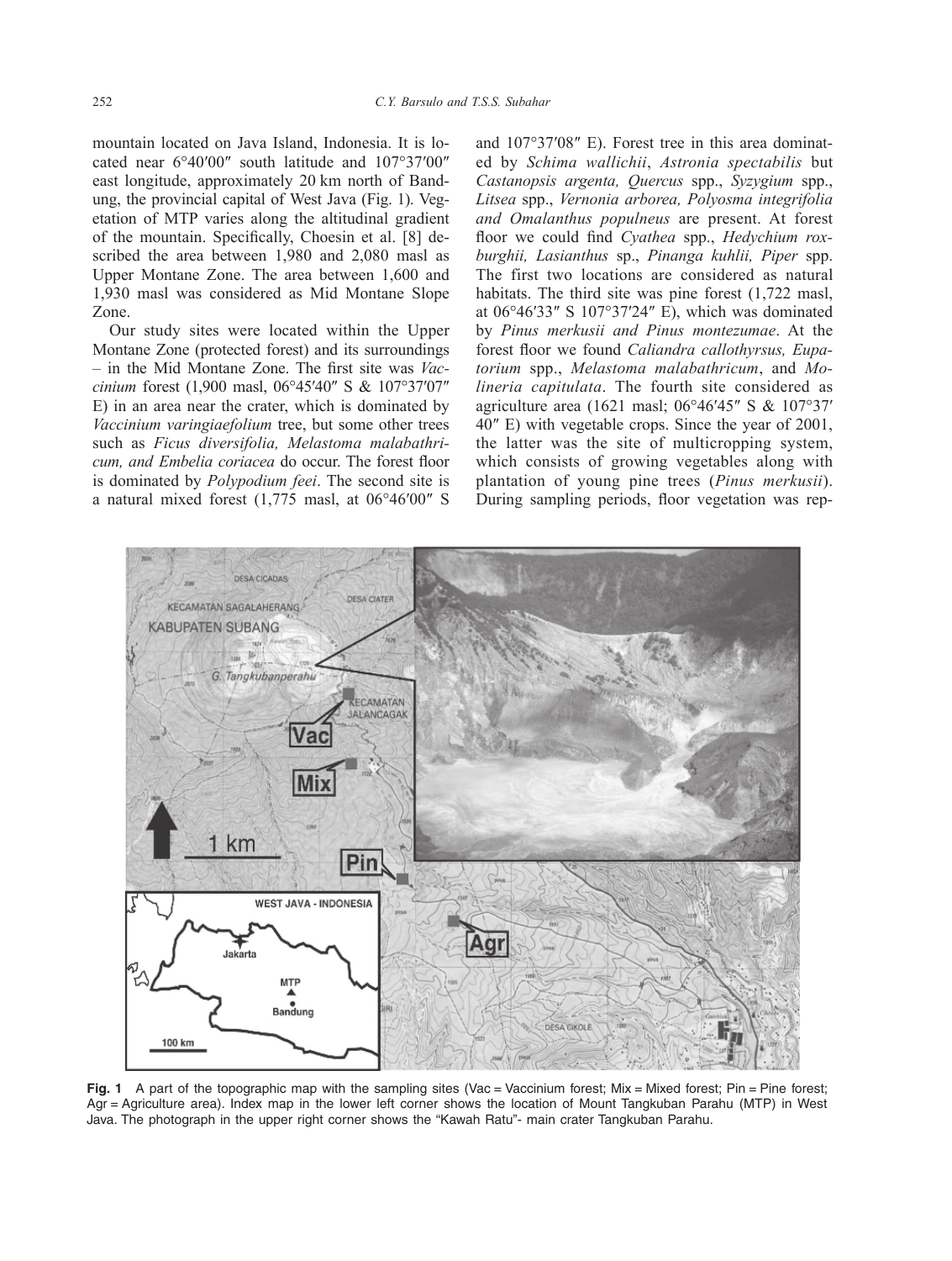mountain located on Java Island, Indonesia. It is located near 6°40′00″ south latitude and 107°37′00″ east longitude, approximately 20 km north of Bandung, the provincial capital of West Java (Fig. 1). Vegetation of MTP varies along the altitudinal gradient of the mountain. Specifically, Choesin et al. [8] described the area between 1,980 and 2,080 masl as Upper Montane Zone. The area between 1,600 and 1,930 masl was considered as Mid Montane Slope Zone.

Our study sites were located within the Upper Montane Zone (protected forest) and its surroundings – in the Mid Montane Zone. The first site was *Vaccinium* forest (1,900 masl, 06°45′40″ S & 107°37′07″ E) in an area near the crater, which is dominated by *Vaccinium varingiaefolium* tree, but some other trees such as *Ficus diversifolia, Melastoma malabathricum, and Embelia coriacea* do occur. The forest floor is dominated by *Polypodium feei*. The second site is a natural mixed forest (1,775 masl, at 06°46′00″ S and 107°37′08″ E). Forest tree in this area dominated by *Schima wallichii*, *Astronia spectabilis* but *Castanopsis argenta, Quercus* spp., *Syzygium* spp., *Litsea* spp., *Vernonia arborea, Polyosma integrifolia and Omalanthus populneus* are present. At forest floor we could find *Cyathea* spp., *Hedychium roxburghii, Lasianthus* sp., *Pinanga kuhlii, Piper* spp. The first two locations are considered as natural habitats. The third site was pine forest (1,722 masl, at 06°46′33″ S 107°37′24″ E), which was dominated by *Pinus merkusii and Pinus montezumae*. At the forest floor we found *Caliandra callothyrsus, Eupatorium* spp., *Melastoma malabathricum*, and *Molineria capitulata*. The fourth site considered as agriculture area (1621 masl; 06°46′45″ S & 107°37′ 40″ E) with vegetable crops. Since the year of 2001, the latter was the site of multicropping system, which consists of growing vegetables along with plantation of young pine trees (*Pinus merkusii*). During sampling periods, floor vegetation was rep-

**Fig. 1** A part of the topographic map with the sampling sites (Vac = Vaccinium forest; Mix = Mixed forest; Pin = Pine forest; Agr = Agriculture area). Index map in the lower left corner shows the location of Mount Tangkuban Parahu (MTP) in West Java. The photograph in the upper right corner shows the "Kawah Ratu"- main crater Tangkuban Parahu.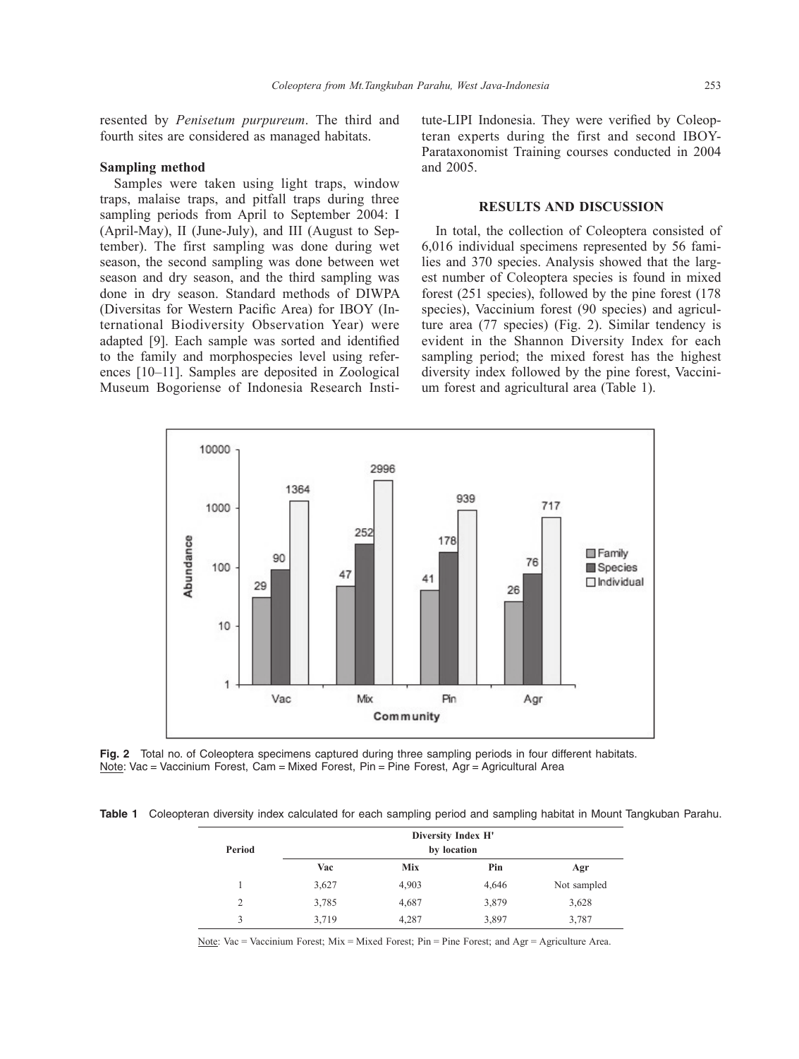resented by *Penisetum purpureum*. The third and fourth sites are considered as managed habitats.

### Sampling method

Samples were taken using light traps, window traps, malaise traps, and pitfall traps during three sampling periods from April to September 2004: I (April-May), II (June-July), and III (August to September). The first sampling was done during wet season, the second sampling was done between wet season and dry season, and the third sampling was done in dry season. Standard methods of DIWPA (Diversitas for Western Pacific Area) for IBOY (International Biodiversity Observation Year) were adapted [9]. Each sample was sorted and identified to the family and morphospecies level using references [10–11]. Samples are deposited in Zoological Museum Bogoriense of Indonesia Research Institute-LIPI Indonesia. They were verified by Coleopteran experts during the first and second IBOY-Parataxonomist Training courses conducted in 2004 and 2005.

## RESULTS AND DISCUSSION

In total, the collection of Coleoptera consisted of 6,016 individual specimens represented by 56 families and 370 species. Analysis showed that the largest number of Coleoptera species is found in mixed forest (251 species), followed by the pine forest (178 species), Vaccinium forest (90 species) and agriculture area (77 species) (Fig. 2). Similar tendency is evident in the Shannon Diversity Index for each sampling period; the mixed forest has the highest diversity index followed by the pine forest, Vaccinium forest and agricultural area (Table 1).

**Fig. 2** Total no. of Coleoptera specimens captured during three sampling periods in four different habitats.
Note: Vac = Vaccinium Forest, Cam = Mixed Forest, Pin = Pine Forest, Agr = Agricultural Area

**Table 1** Coleopteran diversity index calculated for each sampling period and sampling habitat in Mount Tangkuban Parahu.

| Period | Diversity Index H' by location | | | |
|---|---|---|---|---|
| | Vac | Mix | Pin | Agr |
| 1 | 3,627 | 4,903 | 4,646 | Not sampled |
| 2 | 3,785 | 4,687 | 3,879 | 3,628 |
| 3 | 3,719 | 4,287 | 3,897 | 3,787 |

Note: Vac = Vaccinium Forest; Mix = Mixed Forest; Pin = Pine Forest; and Agr = Agriculture Area.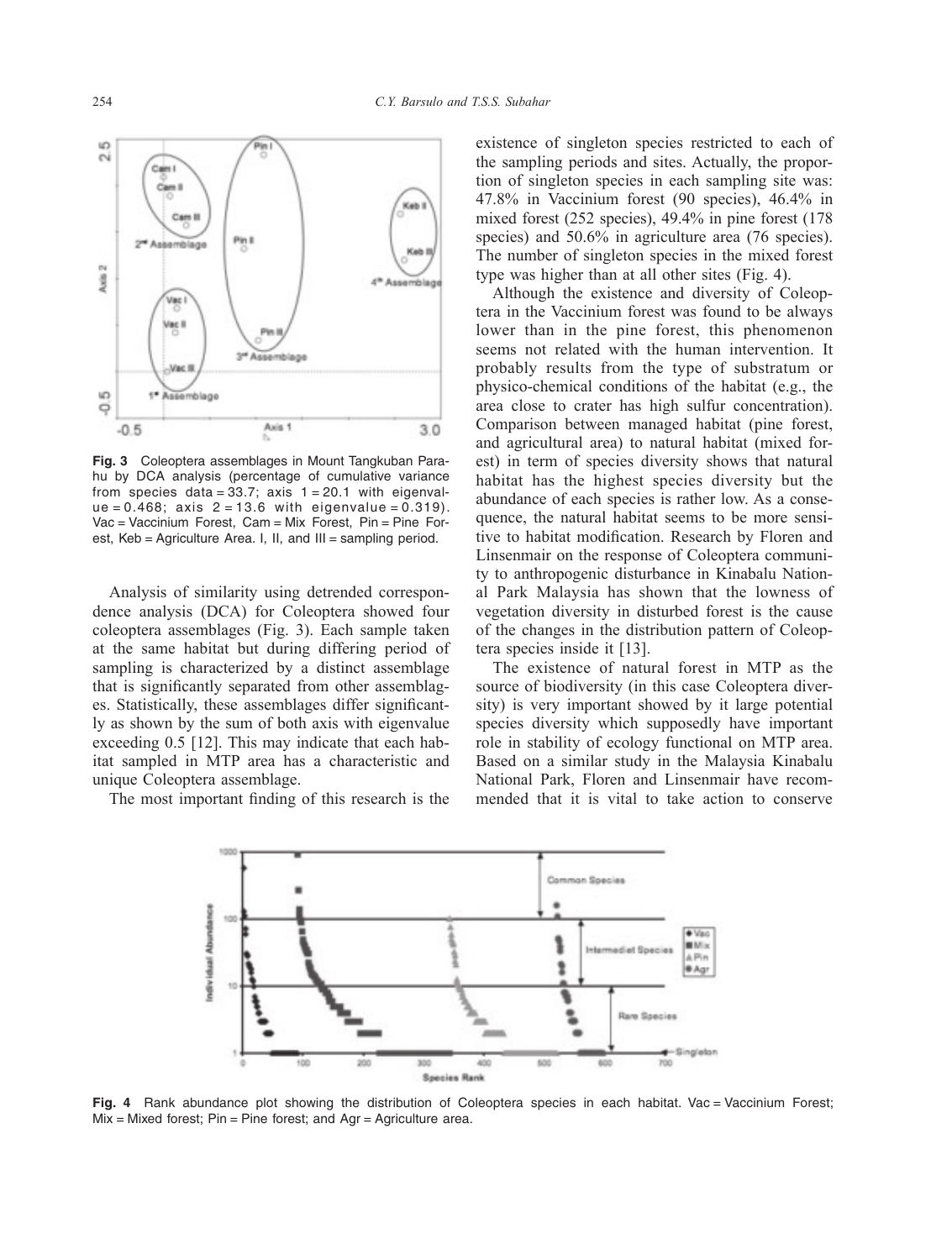Fig. 3 Coleoptera assemblages in Mount Tangkuban Parahu by DCA analysis (percentage of cumulative variance from species data = 33.7; axis 1 = 20.1 with eigenvalue = 0.468; axis 2 = 13.6 with eigenvalue = 0.319). Vac = Vaccinium Forest, Cam = Mix Forest, Pin = Pine Forest, Keb = Agriculture Area. I, II, and III = sampling period.

Analysis of similarity using detrended correspondence analysis (DCA) for Coleoptera showed four coleoptera assemblages (Fig. 3). Each sample taken at the same habitat but during differing period of sampling is characterized by a distinct assemblage that is significantly separated from other assemblages. Statistically, these assemblages differ significantly as shown by the sum of both axis with eigenvalue exceeding 0.5 [12]. This may indicate that each habitat sampled in MTP area has a characteristic and unique Coleoptera assemblage.

The most important finding of this research is the existence of singleton species restricted to each of the sampling periods and sites. Actually, the proportion of singleton species in each sampling site was: 47.8% in Vaccinium forest (90 species), 46.4% in mixed forest (252 species), 49.4% in pine forest (178 species) and 50.6% in agriculture area (76 species). The number of singleton species in the mixed forest type was higher than at all other sites (Fig. 4).

Although the existence and diversity of Coleoptera in the Vaccinium forest was found to be always lower than in the pine forest, this phenomenon seems not related with the human intervention. It probably results from the type of substratum or physico-chemical conditions of the habitat (e.g., the area close to crater has high sulfur concentration). Comparison between managed habitat (pine forest, and agricultural area) to natural habitat (mixed forest) in term of species diversity shows that natural habitat has the highest species diversity but the abundance of each species is rather low. As a consequence, the natural habitat seems to be more sensitive to habitat modification. Research by Floren and Linsenmair on the response of Coleoptera community to anthropogenic disturbance in Kinabalu National Park Malaysia has shown that the lowness of vegetation diversity in disturbed forest is the cause of the changes in the distribution pattern of Coleoptera species inside it [13].

The existence of natural forest in MTP as the source of biodiversity (in this case Coleoptera diversity) is very important showed by it large potential species diversity which supposedly have important role in stability of ecology functional on MTP area. Based on a similar study in the Malaysia Kinabalu National Park, Floren and Linsenmair have recommended that it is vital to take action to conserve

Fig. 4 Rank abundance plot showing the distribution of Coleoptera species in each habitat. Vac = Vaccinium Forest; Mix = Mixed forest; Pin = Pine forest; and Agr = Agriculture area.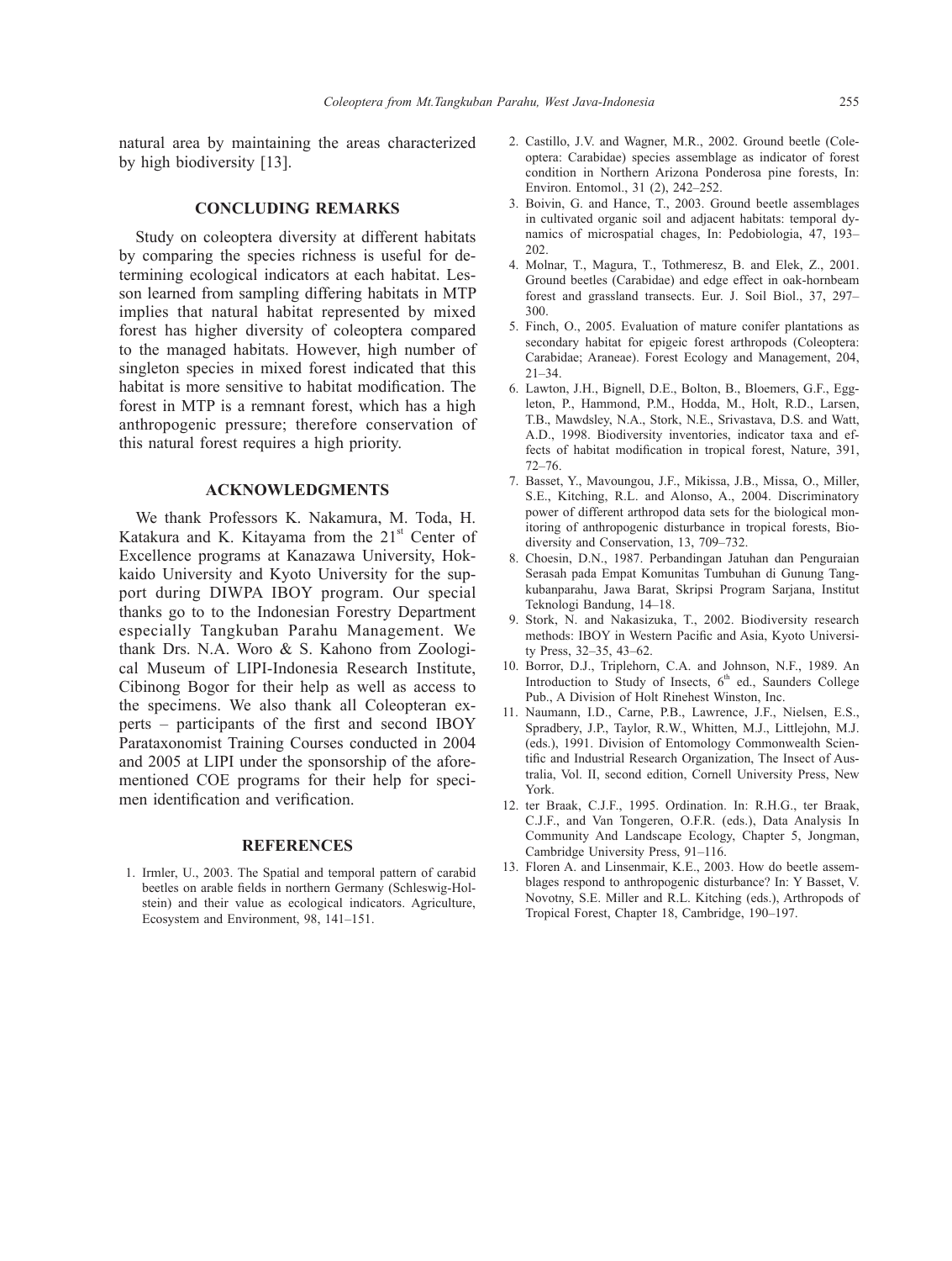natural area by maintaining the areas characterized by high biodiversity [13].

## CONCLUDING REMARKS

Study on coleoptera diversity at different habitats by comparing the species richness is useful for determining ecological indicators at each habitat. Lesson learned from sampling differing habitats in MTP implies that natural habitat represented by mixed forest has higher diversity of coleoptera compared to the managed habitats. However, high number of singleton species in mixed forest indicated that this habitat is more sensitive to habitat modification. The forest in MTP is a remnant forest, which has a high anthropogenic pressure; therefore conservation of this natural forest requires a high priority.

## ACKNOWLEDGMENTS

We thank Professors K. Nakamura, M. Toda, H. Katakura and K. Kitayama from the 21st Center of Excellence programs at Kanazawa University, Hokkaido University and Kyoto University for the support during DIWPA IBOY program. Our special thanks go to to the Indonesian Forestry Department especially Tangkuban Parahu Management. We thank Drs. N.A. Woro & S. Kahono from Zoological Museum of LIPI-Indonesia Research Institute, Cibinong Bogor for their help as well as access to the specimens. We also thank all Coleopteran experts – participants of the first and second IBOY Parataxonomist Training Courses conducted in 2004 and 2005 at LIPI under the sponsorship of the aforementioned COE programs for their help for specimen identification and verification.

## REFERENCES

1. Irmler, U., 2003. The Spatial and temporal pattern of carabid beetles on arable fields in northern Germany (Schleswig-Holstein) and their value as ecological indicators. Agriculture, Ecosystem and Environment, 98, 141–151.
2. Castillo, J.V. and Wagner, M.R., 2002. Ground beetle (Coleoptera: Carabidae) species assemblage as indicator of forest condition in Northern Arizona Ponderosa pine forests, In: Environ. Entomol., 31 (2), 242–252.
3. Boivin, G. and Hance, T., 2003. Ground beetle assemblages in cultivated organic soil and adjacent habitats: temporal dynamics of microspatial chages, In: Pedobiologia, 47, 193–202.
4. Molnar, T., Magura, T., Tothmeresz, B. and Elek, Z., 2001. Ground beetles (Carabidae) and edge effect in oak-hornbeam forest and grassland transects. Eur. J. Soil Biol., 37, 297–300.
5. Finch, O., 2005. Evaluation of mature conifer plantations as secondary habitat for epigeic forest arthropods (Coleoptera: Carabidae; Araneae). Forest Ecology and Management, 204, 21–34.
6. Lawton, J.H., Bignell, D.E., Bolton, B., Bloemers, G.F., Eggleton, P., Hammond, P.M., Hodda, M., Holt, R.D., Larsen, T.B., Mawdsley, N.A., Stork, N.E., Srivastava, D.S. and Watt, A.D., 1998. Biodiversity inventories, indicator taxa and effects of habitat modification in tropical forest, Nature, 391, 72–76.
7. Basset, Y., Mavoungou, J.F., Mikissa, J.B., Missa, O., Miller, S.E., Kitching, R.L. and Alonso, A., 2004. Discriminatory power of different arthropod data sets for the biological monitoring of anthropogenic disturbance in tropical forests, Biodiversity and Conservation, 13, 709–732.
8. Choesin, D.N., 1987. Perbandingan Jatuhan dan Penguraian Serasah pada Empat Komunitas Tumbuhan di Gunung Tangkubanparahu, Jawa Barat, Skripsi Program Sarjana, Institut Teknologi Bandung, 14–18.
9. Stork, N. and Nakasizuka, T., 2002. Biodiversity research methods: IBOY in Western Pacific and Asia, Kyoto University Press, 32–35, 43–62.
10. Borror, D.J., Triplehorn, C.A. and Johnson, N.F., 1989. An Introduction to Study of Insects, 6th ed., Saunders College Pub., A Division of Holt Rinehest Winston, Inc.
11. Naumann, I.D., Carne, P.B., Lawrence, J.F., Nielsen, E.S., Spradbery, J.P., Taylor, R.W., Whitten, M.J., Littlejohn, M.J. (eds.), 1991. Division of Entomology Commonwealth Scientific and Industrial Research Organization, The Insect of Australia, Vol. II, second edition, Cornell University Press, New York.
12. ter Braak, C.J.F., 1995. Ordination. In: R.H.G., ter Braak, C.J.F., and Van Tongeren, O.F.R. (eds.), Data Analysis In Community And Landscape Ecology, Chapter 5, Jongman, Cambridge University Press, 91–116.
13. Floren A. and Linsenmair, K.E., 2003. How do beetle assemblages respond to anthropogenic disturbance? In: Y Basset, V. Novotny, S.E. Miller and R.L. Kitching (eds.), Arthropods of Tropical Forest, Chapter 18, Cambridge, 190–197.